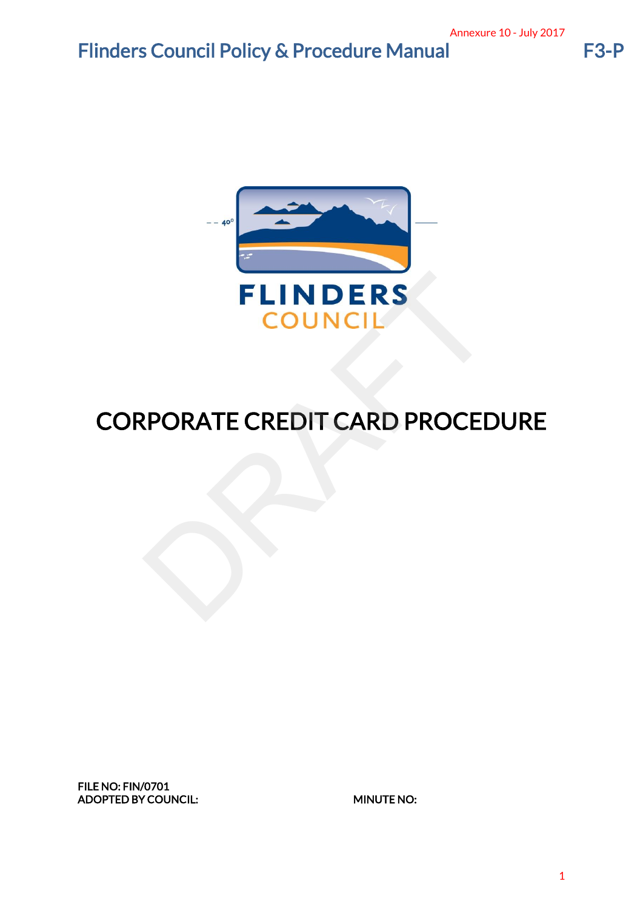Annexure 10 - July 2017

Flinders Council Policy & Procedure Manual F3-P

FLINDERS COUNCIL

# CORPORATE CREDIT CARD PROCEDURE

FILE NO: FIN/0701

ADOPTED BY COUNCIL: MINUTE NO: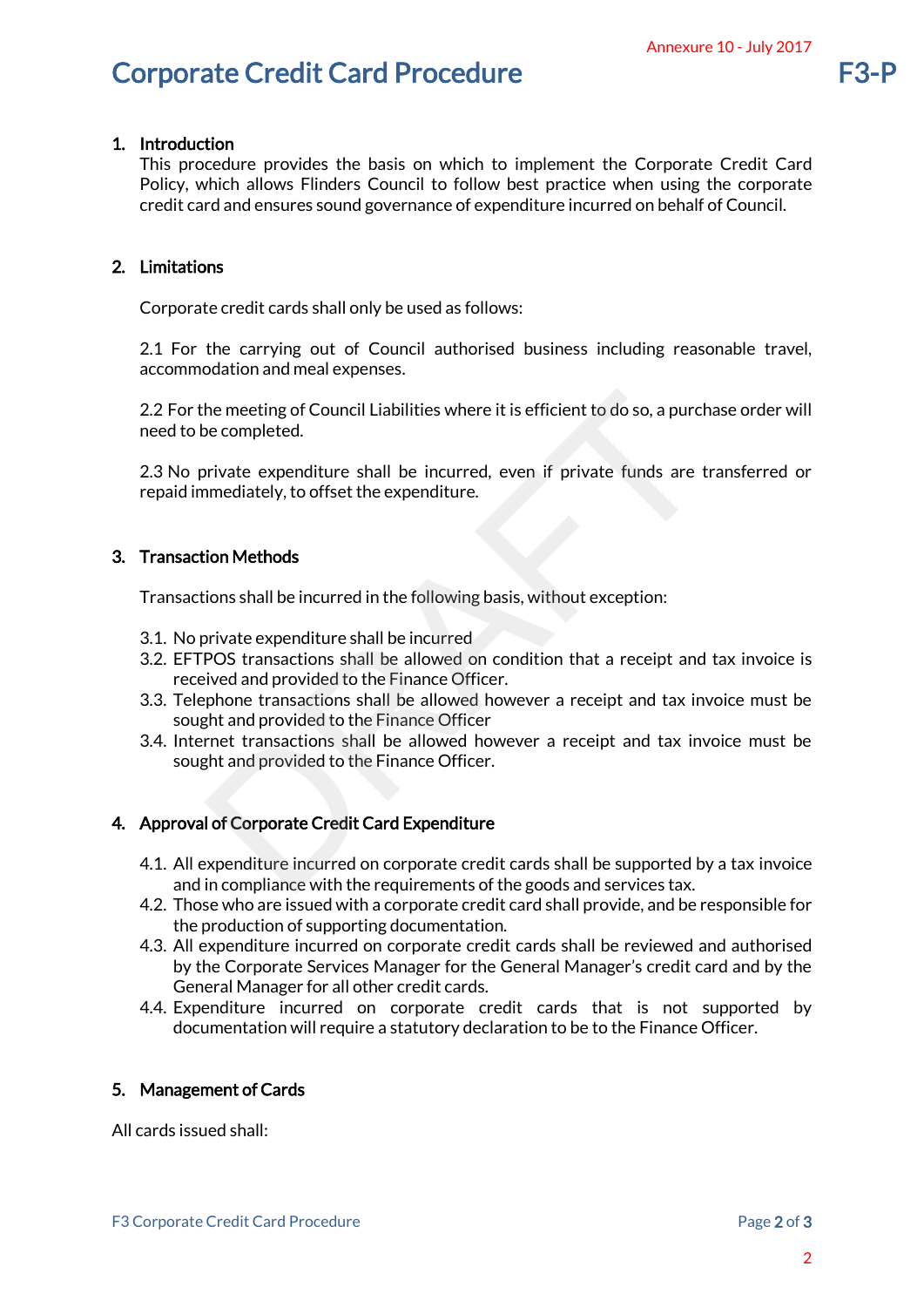# Corporate Credit Card Procedure

## 1. Introduction

This procedure provides the basis on which to implement the Corporate Credit Card Policy, which allows Flinders Council to follow best practice when using the corporate credit card and ensures sound governance of expenditure incurred on behalf of Council.

## 2. Limitations

Corporate credit cards shall only be used as follows:

2.1 For the carrying out of Council authorised business including reasonable travel, accommodation and meal expenses.

2.2 For the meeting of Council Liabilities where it is efficient to do so, a purchase order will need to be completed.

2.3 No private expenditure shall be incurred, even if private funds are transferred or repaid immediately, to offset the expenditure.

## 3. Transaction Methods

Transactions shall be incurred in the following basis, without exception:

3.1. No private expenditure shall be incurred
3.2. EFTPOS transactions shall be allowed on condition that a receipt and tax invoice is received and provided to the Finance Officer.
3.3. Telephone transactions shall be allowed however a receipt and tax invoice must be sought and provided to the Finance Officer
3.4. Internet transactions shall be allowed however a receipt and tax invoice must be sought and provided to the Finance Officer.

## 4. Approval of Corporate Credit Card Expenditure

4.1. All expenditure incurred on corporate credit cards shall be supported by a tax invoice and in compliance with the requirements of the goods and services tax.
4.2. Those who are issued with a corporate credit card shall provide, and be responsible for the production of supporting documentation.
4.3. All expenditure incurred on corporate credit cards shall be reviewed and authorised by the Corporate Services Manager for the General Manager's credit card and by the General Manager for all other credit cards.
4.4. Expenditure incurred on corporate credit cards that is not supported by documentation will require a statutory declaration to be to the Finance Officer.

## 5. Management of Cards

All cards issued shall: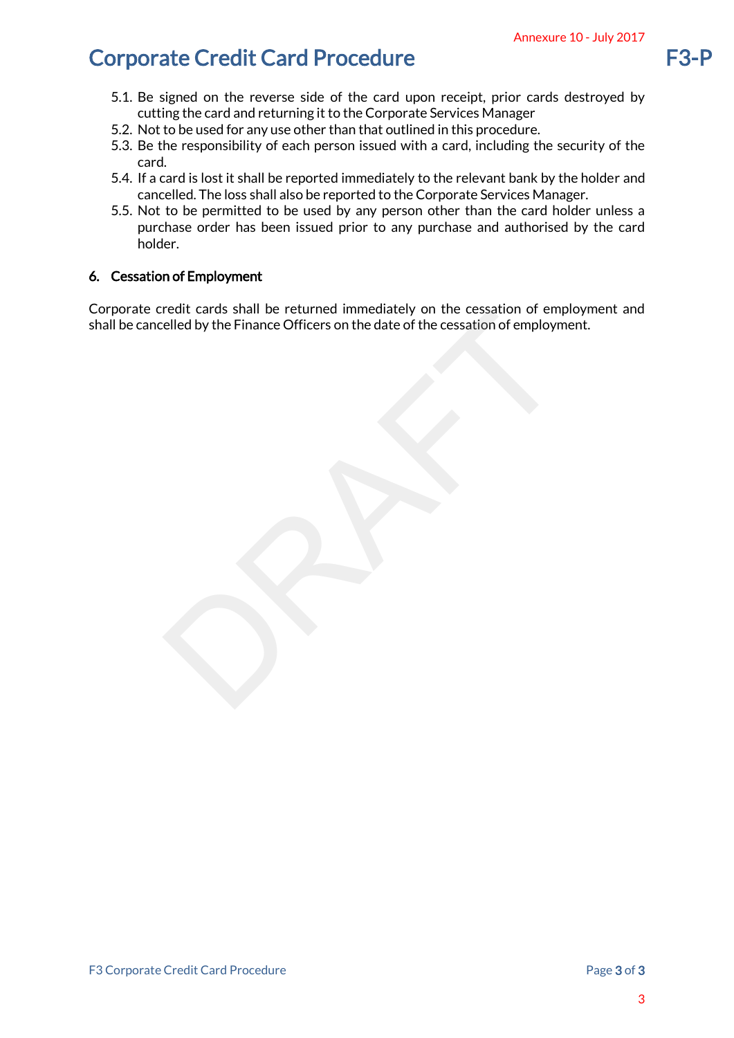5.1. Be signed on the reverse side of the card upon receipt, prior cards destroyed by cutting the card and returning it to the Corporate Services Manager
5.2. Not to be used for any use other than that outlined in this procedure.
5.3. Be the responsibility of each person issued with a card, including the security of the card.
5.4. If a card is lost it shall be reported immediately to the relevant bank by the holder and cancelled. The loss shall also be reported to the Corporate Services Manager.
5.5. Not to be permitted to be used by any person other than the card holder unless a purchase order has been issued prior to any purchase and authorised by the card holder.

## 6. Cessation of Employment

Corporate credit cards shall be returned immediately on the cessation of employment and shall be cancelled by the Finance Officers on the date of the cessation of employment.